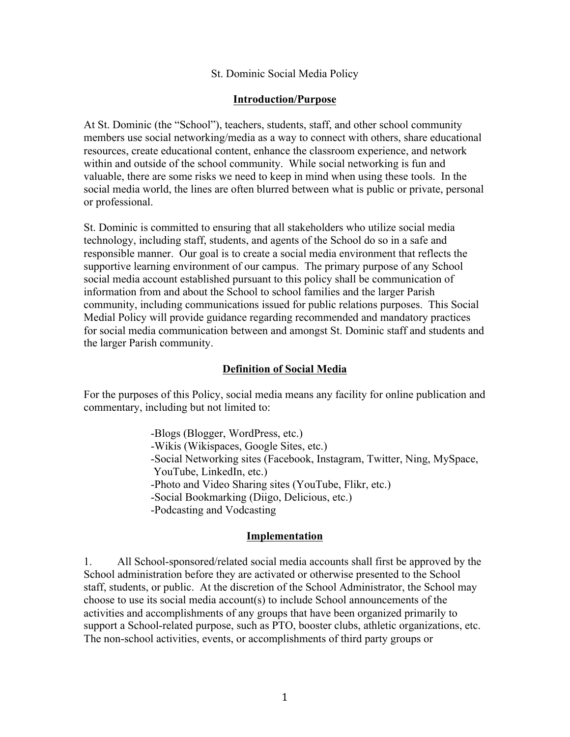# St. Dominic Social Media Policy

## Introduction/Purpose

At St. Dominic (the "School"), teachers, students, staff, and other school community members use social networking/media as a way to connect with others, share educational resources, create educational content, enhance the classroom experience, and network within and outside of the school community. While social networking is fun and valuable, there are some risks we need to keep in mind when using these tools. In the social media world, the lines are often blurred between what is public or private, personal or professional.

St. Dominic is committed to ensuring that all stakeholders who utilize social media technology, including staff, students, and agents of the School do so in a safe and responsible manner. Our goal is to create a social media environment that reflects the supportive learning environment of our campus. The primary purpose of any School social media account established pursuant to this policy shall be communication of information from and about the School to school families and the larger Parish community, including communications issued for public relations purposes. This Social Medial Policy will provide guidance regarding recommended and mandatory practices for social media communication between and amongst St. Dominic staff and students and the larger Parish community.

## Definition of Social Media

For the purposes of this Policy, social media means any facility for online publication and commentary, including but not limited to:

- Blogs (Blogger, WordPress, etc.)
- Wikis (Wikispaces, Google Sites, etc.)
- Social Networking sites (Facebook, Instagram, Twitter, Ning, MySpace, YouTube, LinkedIn, etc.)
- Photo and Video Sharing sites (YouTube, Flikr, etc.)
- Social Bookmarking (Diigo, Delicious, etc.)
- Podcasting and Vodcasting

## Implementation

1. All School-sponsored/related social media accounts shall first be approved by the School administration before they are activated or otherwise presented to the School staff, students, or public. At the discretion of the School Administrator, the School may choose to use its social media account(s) to include School announcements of the activities and accomplishments of any groups that have been organized primarily to support a School-related purpose, such as PTO, booster clubs, athletic organizations, etc. The non-school activities, events, or accomplishments of third party groups or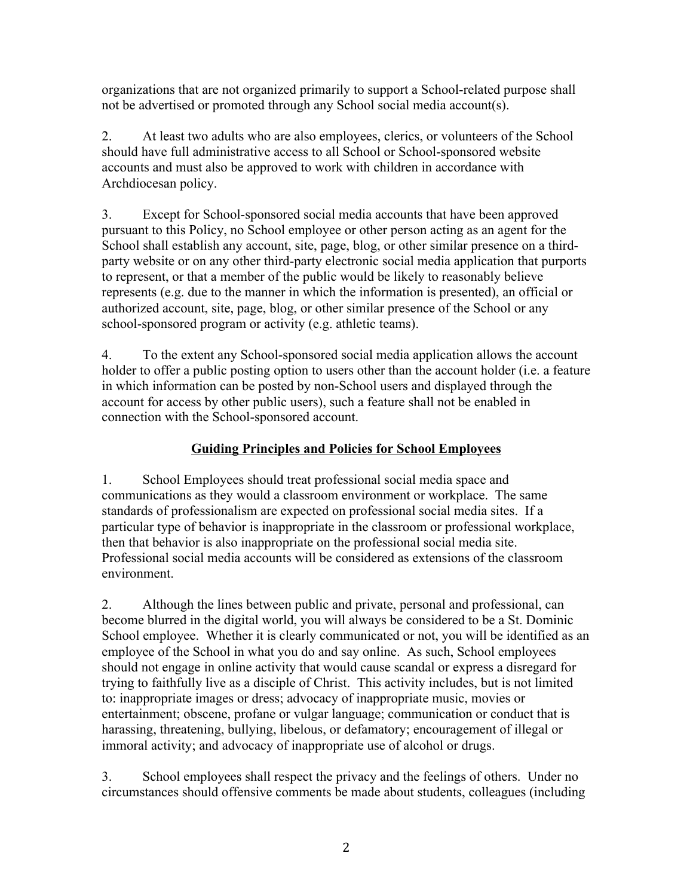organizations that are not organized primarily to support a School-related purpose shall not be advertised or promoted through any School social media account(s).

2. At least two adults who are also employees, clerics, or volunteers of the School should have full administrative access to all School or School-sponsored website accounts and must also be approved to work with children in accordance with Archdiocesan policy.

3. Except for School-sponsored social media accounts that have been approved pursuant to this Policy, no School employee or other person acting as an agent for the School shall establish any account, site, page, blog, or other similar presence on a third-party website or on any other third-party electronic social media application that purports to represent, or that a member of the public would be likely to reasonably believe represents (e.g. due to the manner in which the information is presented), an official or authorized account, site, page, blog, or other similar presence of the School or any school-sponsored program or activity (e.g. athletic teams).

4. To the extent any School-sponsored social media application allows the account holder to offer a public posting option to users other than the account holder (i.e. a feature in which information can be posted by non-School users and displayed through the account for access by other public users), such a feature shall not be enabled in connection with the School-sponsored account.

## **Guiding Principles and Policies for School Employees**

1. School Employees should treat professional social media space and communications as they would a classroom environment or workplace. The same standards of professionalism are expected on professional social media sites. If a particular type of behavior is inappropriate in the classroom or professional workplace, then that behavior is also inappropriate on the professional social media site. Professional social media accounts will be considered as extensions of the classroom environment.

2. Although the lines between public and private, personal and professional, can become blurred in the digital world, you will always be considered to be a St. Dominic School employee. Whether it is clearly communicated or not, you will be identified as an employee of the School in what you do and say online. As such, School employees should not engage in online activity that would cause scandal or express a disregard for trying to faithfully live as a disciple of Christ. This activity includes, but is not limited to: inappropriate images or dress; advocacy of inappropriate music, movies or entertainment; obscene, profane or vulgar language; communication or conduct that is harassing, threatening, bullying, libelous, or defamatory; encouragement of illegal or immoral activity; and advocacy of inappropriate use of alcohol or drugs.

3. School employees shall respect the privacy and the feelings of others. Under no circumstances should offensive comments be made about students, colleagues (including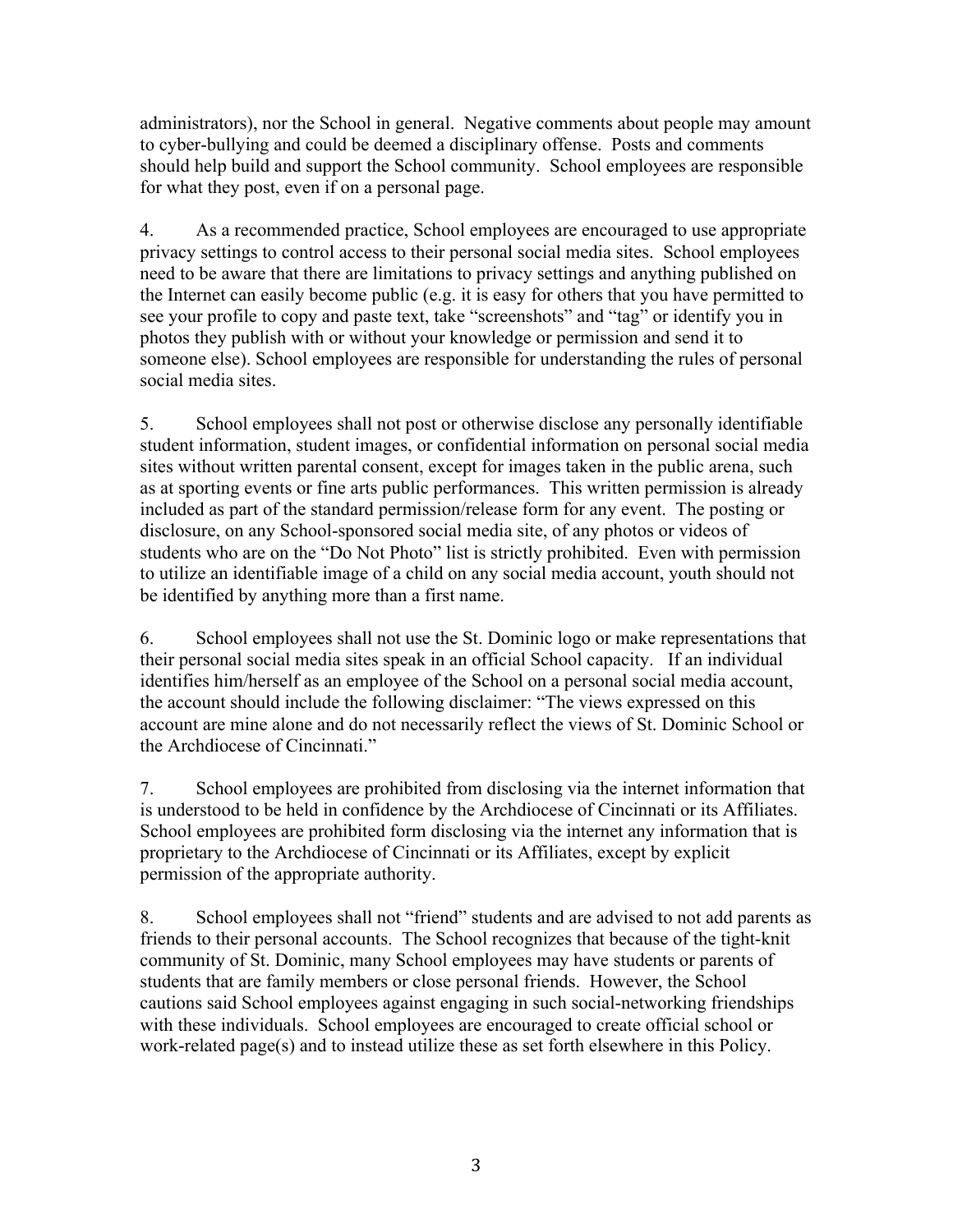administrators), nor the School in general. Negative comments about people may amount to cyber-bullying and could be deemed a disciplinary offense. Posts and comments should help build and support the School community. School employees are responsible for what they post, even if on a personal page.

4. As a recommended practice, School employees are encouraged to use appropriate privacy settings to control access to their personal social media sites. School employees need to be aware that there are limitations to privacy settings and anything published on the Internet can easily become public (e.g. it is easy for others that you have permitted to see your profile to copy and paste text, take "screenshots" and "tag" or identify you in photos they publish with or without your knowledge or permission and send it to someone else). School employees are responsible for understanding the rules of personal social media sites.

5. School employees shall not post or otherwise disclose any personally identifiable student information, student images, or confidential information on personal social media sites without written parental consent, except for images taken in the public arena, such as at sporting events or fine arts public performances. This written permission is already included as part of the standard permission/release form for any event. The posting or disclosure, on any School-sponsored social media site, of any photos or videos of students who are on the "Do Not Photo" list is strictly prohibited. Even with permission to utilize an identifiable image of a child on any social media account, youth should not be identified by anything more than a first name.

6. School employees shall not use the St. Dominic logo or make representations that their personal social media sites speak in an official School capacity. If an individual identifies him/herself as an employee of the School on a personal social media account, the account should include the following disclaimer: "The views expressed on this account are mine alone and do not necessarily reflect the views of St. Dominic School or the Archdiocese of Cincinnati."

7. School employees are prohibited from disclosing via the internet information that is understood to be held in confidence by the Archdiocese of Cincinnati or its Affiliates. School employees are prohibited form disclosing via the internet any information that is proprietary to the Archdiocese of Cincinnati or its Affiliates, except by explicit permission of the appropriate authority.

8. School employees shall not "friend" students and are advised to not add parents as friends to their personal accounts. The School recognizes that because of the tight-knit community of St. Dominic, many School employees may have students or parents of students that are family members or close personal friends. However, the School cautions said School employees against engaging in such social-networking friendships with these individuals. School employees are encouraged to create official school or work-related page(s) and to instead utilize these as set forth elsewhere in this Policy.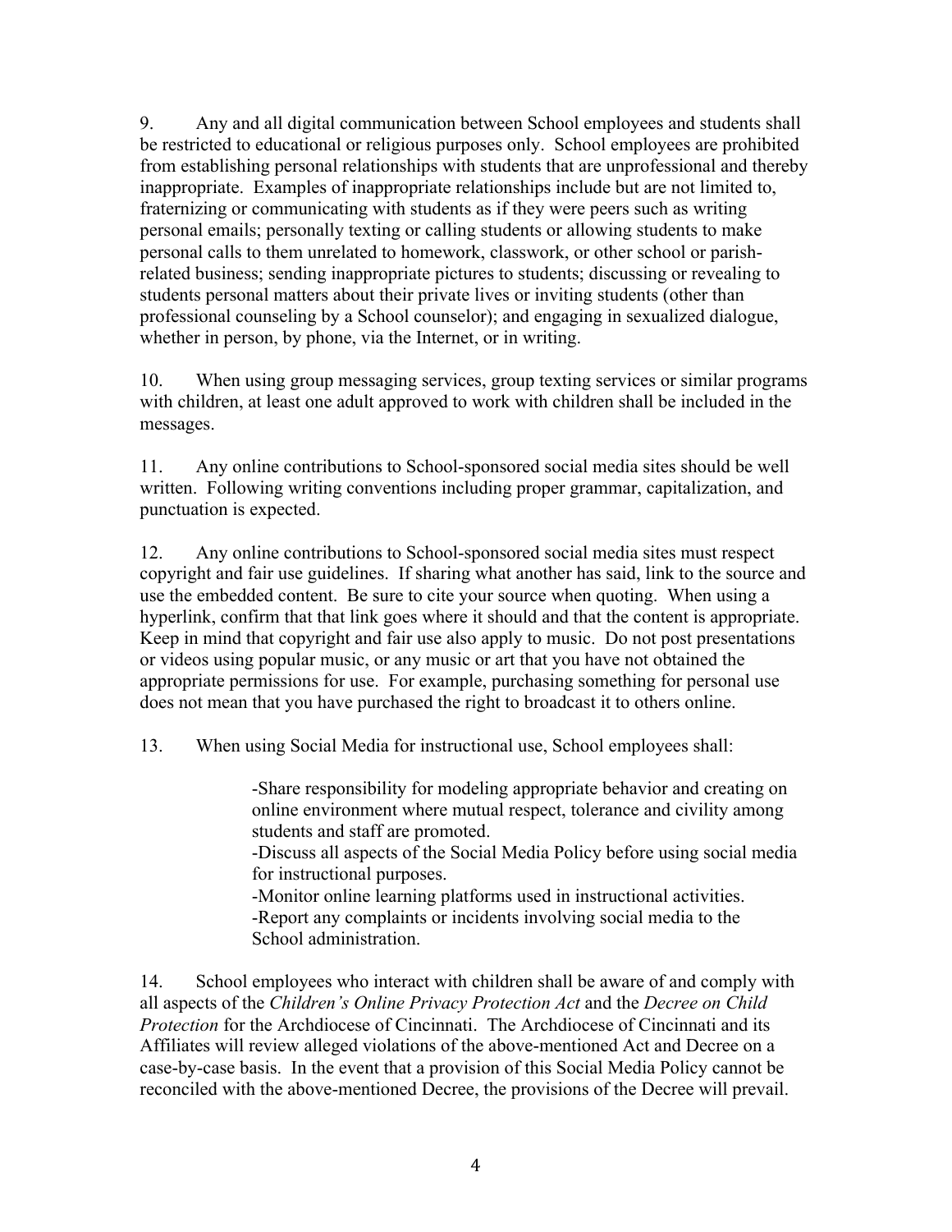9. Any and all digital communication between School employees and students shall be restricted to educational or religious purposes only. School employees are prohibited from establishing personal relationships with students that are unprofessional and thereby inappropriate. Examples of inappropriate relationships include but are not limited to, fraternizing or communicating with students as if they were peers such as writing personal emails; personally texting or calling students or allowing students to make personal calls to them unrelated to homework, classwork, or other school or parish-related business; sending inappropriate pictures to students; discussing or revealing to students personal matters about their private lives or inviting students (other than professional counseling by a School counselor); and engaging in sexualized dialogue, whether in person, by phone, via the Internet, or in writing.

10. When using group messaging services, group texting services or similar programs with children, at least one adult approved to work with children shall be included in the messages.

11. Any online contributions to School-sponsored social media sites should be well written. Following writing conventions including proper grammar, capitalization, and punctuation is expected.

12. Any online contributions to School-sponsored social media sites must respect copyright and fair use guidelines. If sharing what another has said, link to the source and use the embedded content. Be sure to cite your source when quoting. When using a hyperlink, confirm that that link goes where it should and that the content is appropriate. Keep in mind that copyright and fair use also apply to music. Do not post presentations or videos using popular music, or any music or art that you have not obtained the appropriate permissions for use. For example, purchasing something for personal use does not mean that you have purchased the right to broadcast it to others online.

13. When using Social Media for instructional use, School employees shall:

> -Share responsibility for modeling appropriate behavior and creating on online environment where mutual respect, tolerance and civility among students and staff are promoted.
> -Discuss all aspects of the Social Media Policy before using social media for instructional purposes.
> -Monitor online learning platforms used in instructional activities.
> -Report any complaints or incidents involving social media to the School administration.

14. School employees who interact with children shall be aware of and comply with all aspects of the *Children's Online Privacy Protection Act* and the *Decree on Child Protection* for the Archdiocese of Cincinnati. The Archdiocese of Cincinnati and its Affiliates will review alleged violations of the above-mentioned Act and Decree on a case-by-case basis. In the event that a provision of this Social Media Policy cannot be reconciled with the above-mentioned Decree, the provisions of the Decree will prevail.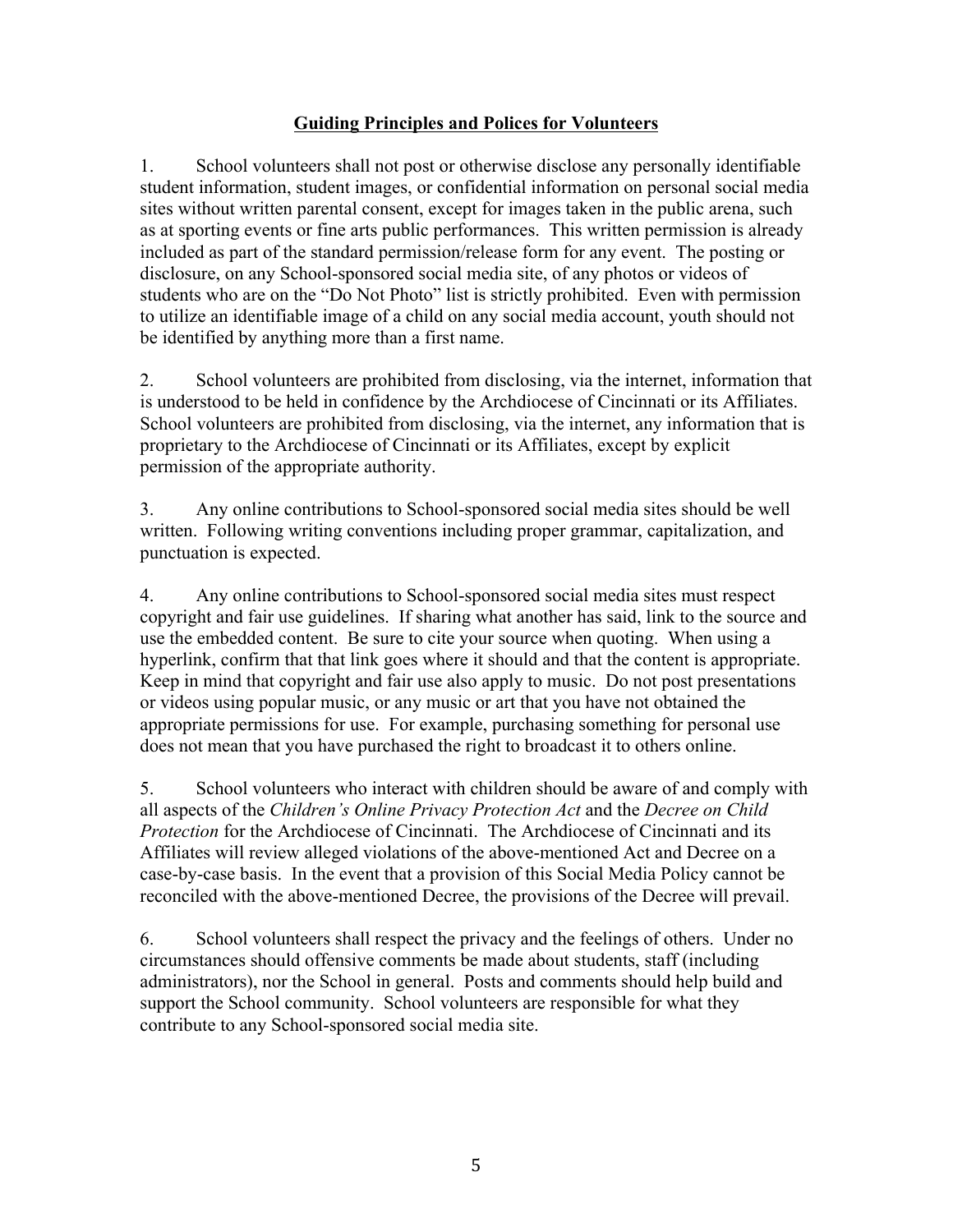## Guiding Principles and Polices for Volunteers

1. School volunteers shall not post or otherwise disclose any personally identifiable student information, student images, or confidential information on personal social media sites without written parental consent, except for images taken in the public arena, such as at sporting events or fine arts public performances. This written permission is already included as part of the standard permission/release form for any event. The posting or disclosure, on any School-sponsored social media site, of any photos or videos of students who are on the "Do Not Photo" list is strictly prohibited. Even with permission to utilize an identifiable image of a child on any social media account, youth should not be identified by anything more than a first name.

2. School volunteers are prohibited from disclosing, via the internet, information that is understood to be held in confidence by the Archdiocese of Cincinnati or its Affiliates. School volunteers are prohibited from disclosing, via the internet, any information that is proprietary to the Archdiocese of Cincinnati or its Affiliates, except by explicit permission of the appropriate authority.

3. Any online contributions to School-sponsored social media sites should be well written. Following writing conventions including proper grammar, capitalization, and punctuation is expected.

4. Any online contributions to School-sponsored social media sites must respect copyright and fair use guidelines. If sharing what another has said, link to the source and use the embedded content. Be sure to cite your source when quoting. When using a hyperlink, confirm that that link goes where it should and that the content is appropriate. Keep in mind that copyright and fair use also apply to music. Do not post presentations or videos using popular music, or any music or art that you have not obtained the appropriate permissions for use. For example, purchasing something for personal use does not mean that you have purchased the right to broadcast it to others online.

5. School volunteers who interact with children should be aware of and comply with all aspects of the *Children's Online Privacy Protection Act* and the *Decree on Child Protection* for the Archdiocese of Cincinnati. The Archdiocese of Cincinnati and its Affiliates will review alleged violations of the above-mentioned Act and Decree on a case-by-case basis. In the event that a provision of this Social Media Policy cannot be reconciled with the above-mentioned Decree, the provisions of the Decree will prevail.

6. School volunteers shall respect the privacy and the feelings of others. Under no circumstances should offensive comments be made about students, staff (including administrators), nor the School in general. Posts and comments should help build and support the School community. School volunteers are responsible for what they contribute to any School-sponsored social media site.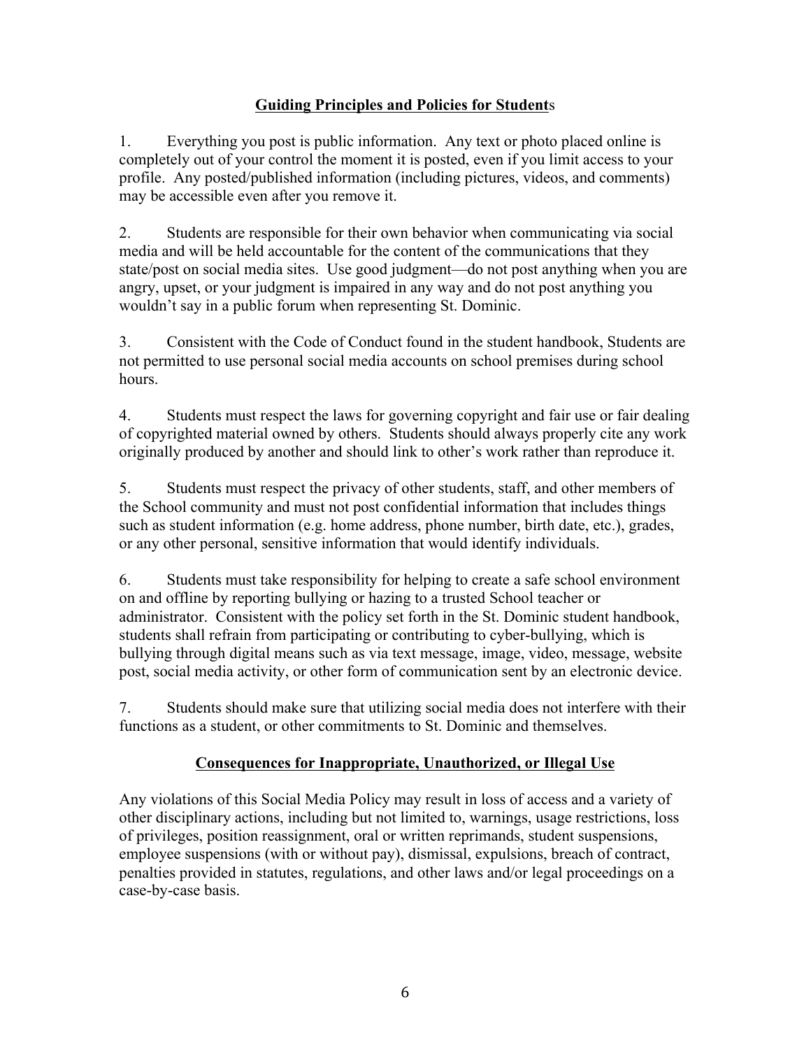## Guiding Principles and Policies for Students

1. Everything you post is public information. Any text or photo placed online is completely out of your control the moment it is posted, even if you limit access to your profile. Any posted/published information (including pictures, videos, and comments) may be accessible even after you remove it.

2. Students are responsible for their own behavior when communicating via social media and will be held accountable for the content of the communications that they state/post on social media sites. Use good judgment—do not post anything when you are angry, upset, or your judgment is impaired in any way and do not post anything you wouldn't say in a public forum when representing St. Dominic.

3. Consistent with the Code of Conduct found in the student handbook, Students are not permitted to use personal social media accounts on school premises during school hours.

4. Students must respect the laws for governing copyright and fair use or fair dealing of copyrighted material owned by others. Students should always properly cite any work originally produced by another and should link to other's work rather than reproduce it.

5. Students must respect the privacy of other students, staff, and other members of the School community and must not post confidential information that includes things such as student information (e.g. home address, phone number, birth date, etc.), grades, or any other personal, sensitive information that would identify individuals.

6. Students must take responsibility for helping to create a safe school environment on and offline by reporting bullying or hazing to a trusted School teacher or administrator. Consistent with the policy set forth in the St. Dominic student handbook, students shall refrain from participating or contributing to cyber-bullying, which is bullying through digital means such as via text message, image, video, message, website post, social media activity, or other form of communication sent by an electronic device.

7. Students should make sure that utilizing social media does not interfere with their functions as a student, or other commitments to St. Dominic and themselves.

## Consequences for Inappropriate, Unauthorized, or Illegal Use

Any violations of this Social Media Policy may result in loss of access and a variety of other disciplinary actions, including but not limited to, warnings, usage restrictions, loss of privileges, position reassignment, oral or written reprimands, student suspensions, employee suspensions (with or without pay), dismissal, expulsions, breach of contract, penalties provided in statutes, regulations, and other laws and/or legal proceedings on a case-by-case basis.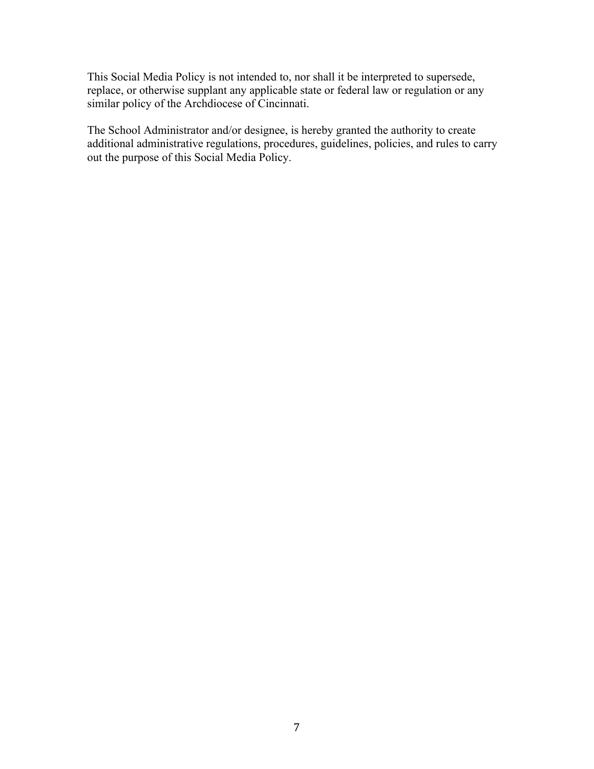This Social Media Policy is not intended to, nor shall it be interpreted to supersede, replace, or otherwise supplant any applicable state or federal law or regulation or any similar policy of the Archdiocese of Cincinnati.

The School Administrator and/or designee, is hereby granted the authority to create additional administrative regulations, procedures, guidelines, policies, and rules to carry out the purpose of this Social Media Policy.